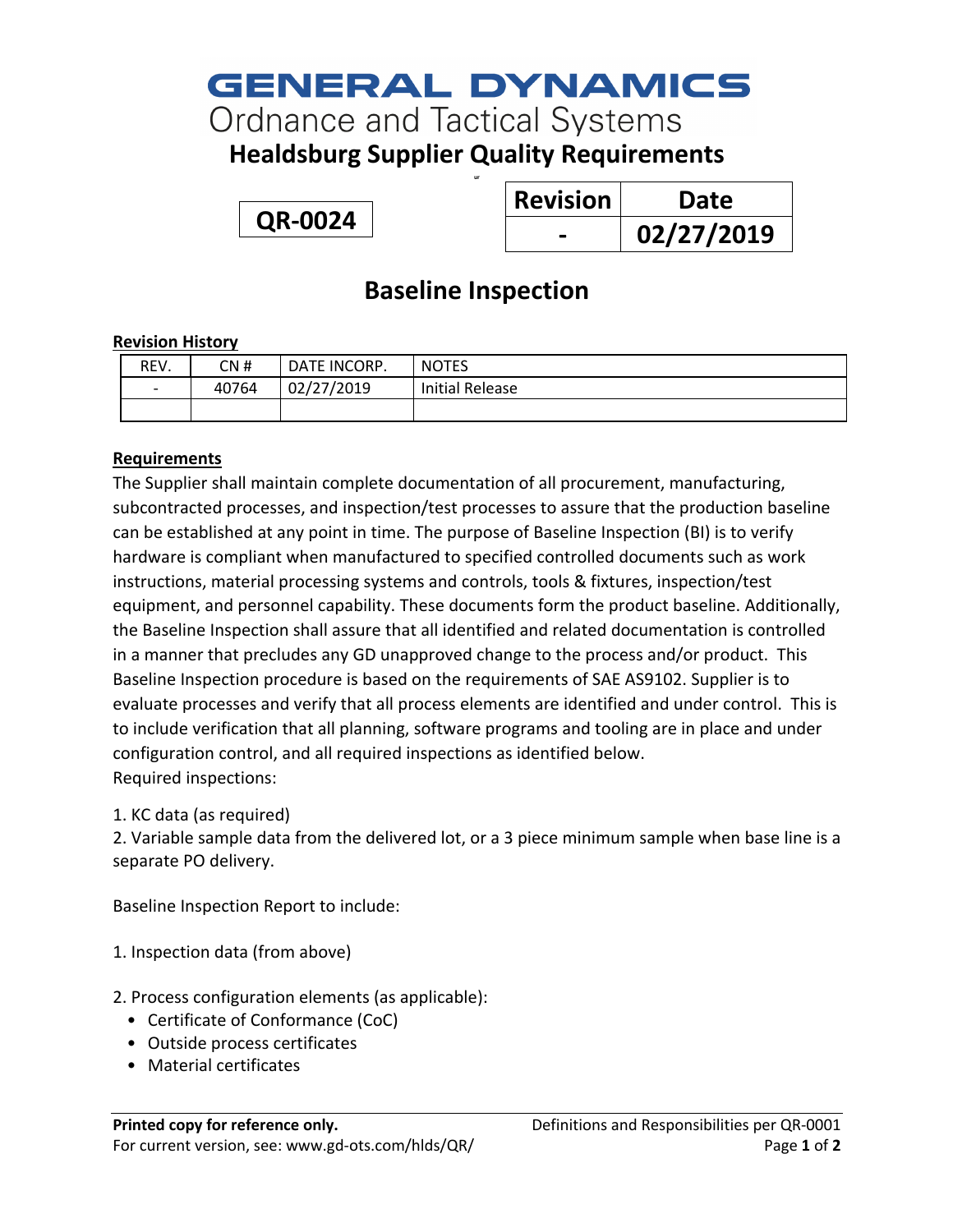# GENERAL DYNAMICS
Ordnance and Tactical Systems

## Healdsburg Supplier Quality Requirements

**QR-0024**

| Revision | Date |
|---|---|
| - | 02/27/2019 |

## Baseline Inspection

**Revision History**

| REV. | CN # | DATE INCORP. | NOTES |
|---|---|---|---|
| - | 40764 | 02/27/2019 | Initial Release |
| | | | |

**Requirements**

The Supplier shall maintain complete documentation of all procurement, manufacturing, subcontracted processes, and inspection/test processes to assure that the production baseline can be established at any point in time. The purpose of Baseline Inspection (BI) is to verify hardware is compliant when manufactured to specified controlled documents such as work instructions, material processing systems and controls, tools & fixtures, inspection/test equipment, and personnel capability. These documents form the product baseline. Additionally, the Baseline Inspection shall assure that all identified and related documentation is controlled in a manner that precludes any GD unapproved change to the process and/or product. This Baseline Inspection procedure is based on the requirements of SAE AS9102. Supplier is to evaluate processes and verify that all process elements are identified and under control. This is to include verification that all planning, software programs and tooling are in place and under configuration control, and all required inspections as identified below.

Required inspections:

1. KC data (as required)
2. Variable sample data from the delivered lot, or a 3 piece minimum sample when base line is a separate PO delivery.

Baseline Inspection Report to include:

1. Inspection data (from above)

2. Process configuration elements (as applicable):
   - Certificate of Conformance (CoC)
   - Outside process certificates
   - Material certificates

**Printed copy for reference only.**
For current version, see: www.gd-ots.com/hlds/QR/

Definitions and Responsibilities per QR-0001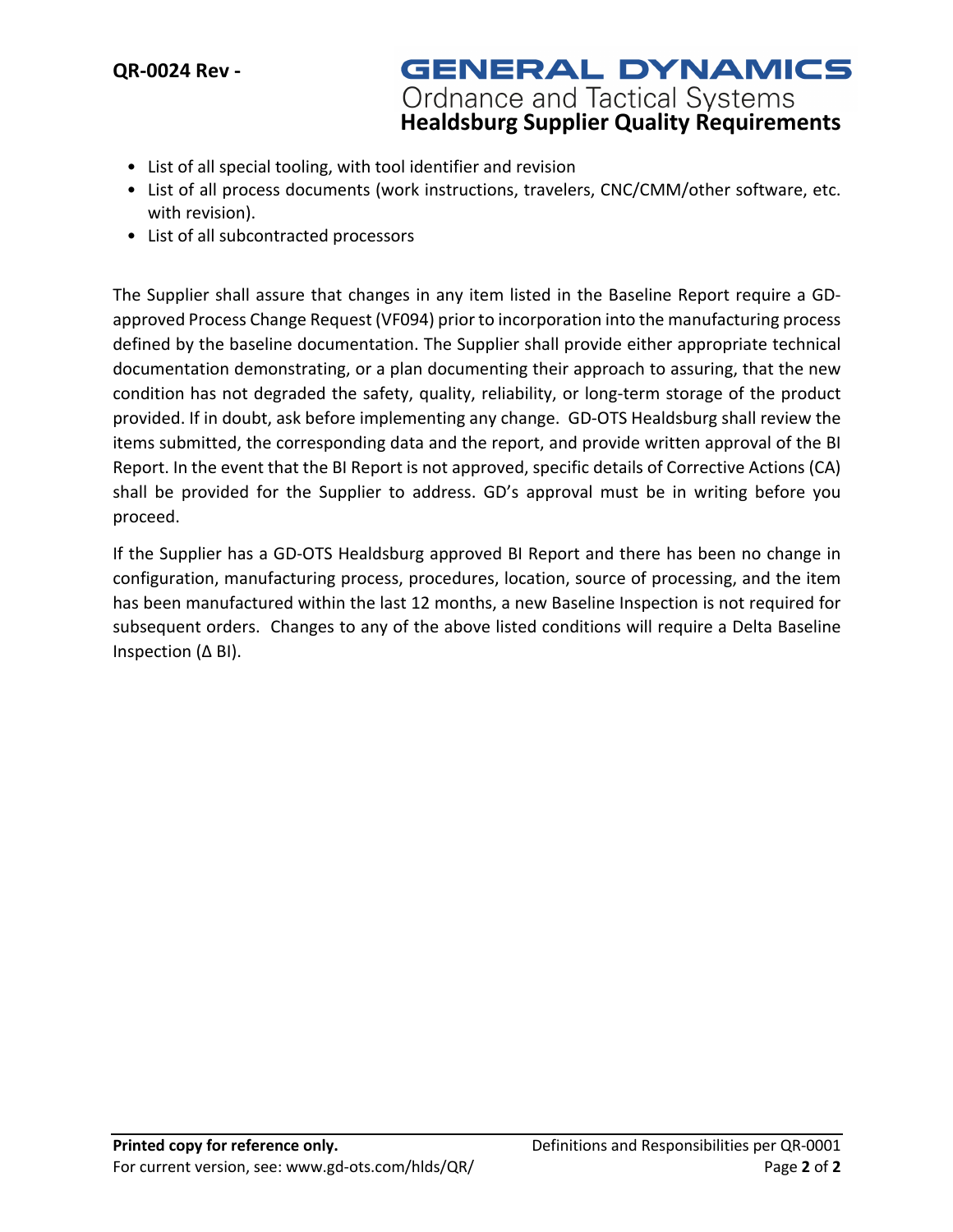- List of all special tooling, with tool identifier and revision
- List of all process documents (work instructions, travelers, CNC/CMM/other software, etc. with revision).
- List of all subcontracted processors

The Supplier shall assure that changes in any item listed in the Baseline Report require a GD-approved Process Change Request (VF094) prior to incorporation into the manufacturing process defined by the baseline documentation. The Supplier shall provide either appropriate technical documentation demonstrating, or a plan documenting their approach to assuring, that the new condition has not degraded the safety, quality, reliability, or long-term storage of the product provided. If in doubt, ask before implementing any change. GD-OTS Healdsburg shall review the items submitted, the corresponding data and the report, and provide written approval of the BI Report. In the event that the BI Report is not approved, specific details of Corrective Actions (CA) shall be provided for the Supplier to address. GD's approval must be in writing before you proceed.

If the Supplier has a GD-OTS Healdsburg approved BI Report and there has been no change in configuration, manufacturing process, procedures, location, source of processing, and the item has been manufactured within the last 12 months, a new Baseline Inspection is not required for subsequent orders. Changes to any of the above listed conditions will require a Delta Baseline Inspection (Δ BI).